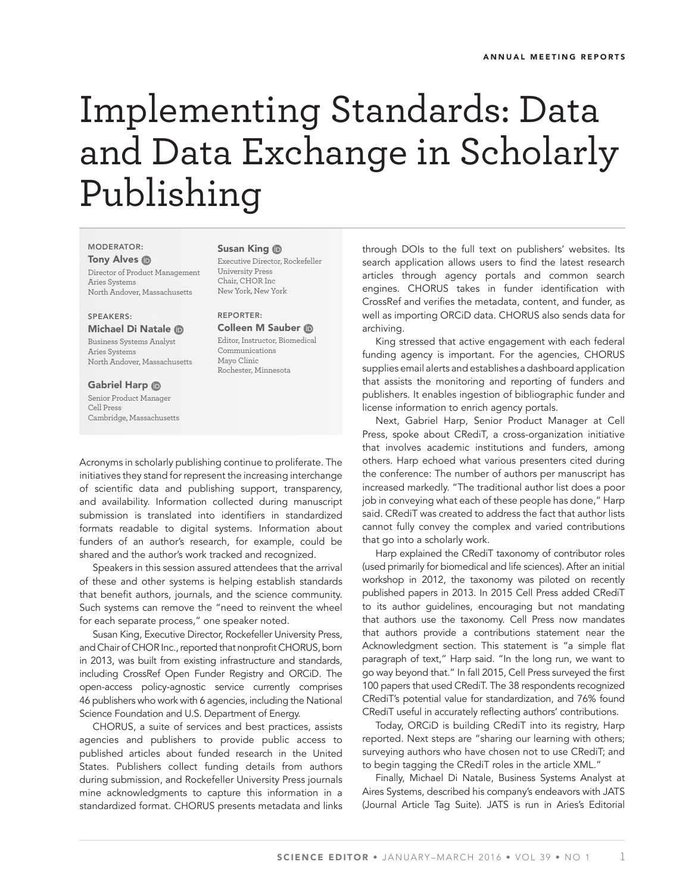# Implementing Standards: Data and Data Exchange in Scholarly Publishing

**MODERATOR:**

**Tony Alves**
Director of Product Management
Aries Systems
North Andover, Massachusetts

**SPEAKERS:**

**Michael Di Natale**
Business Systems Analyst
Aries Systems
North Andover, Massachusetts

**Gabriel Harp**
Senior Product Manager
Cell Press
Cambridge, Massachusetts

**Susan King**
Executive Director, Rockefeller University Press
Chair, CHOR Inc
New York, New York

**REPORTER:**

**Colleen M Sauber**
Editor, Instructor, Biomedical Communications
Mayo Clinic
Rochester, Minnesota

Acronyms in scholarly publishing continue to proliferate. The initiatives they stand for represent the increasing interchange of scientific data and publishing support, transparency, and availability. Information collected during manuscript submission is translated into identifiers in standardized formats readable to digital systems. Information about funders of an author's research, for example, could be shared and the author's work tracked and recognized.

Speakers in this session assured attendees that the arrival of these and other systems is helping establish standards that benefit authors, journals, and the science community. Such systems can remove the "need to reinvent the wheel for each separate process," one speaker noted.

Susan King, Executive Director, Rockefeller University Press, and Chair of CHOR Inc., reported that nonprofit CHORUS, born in 2013, was built from existing infrastructure and standards, including CrossRef Open Funder Registry and ORCiD. The open-access policy-agnostic service currently comprises 46 publishers who work with 6 agencies, including the National Science Foundation and U.S. Department of Energy.

CHORUS, a suite of services and best practices, assists agencies and publishers to provide public access to published articles about funded research in the United States. Publishers collect funding details from authors during submission, and Rockefeller University Press journals mine acknowledgments to capture this information in a standardized format. CHORUS presents metadata and links through DOIs to the full text on publishers' websites. Its search application allows users to find the latest research articles through agency portals and common search engines. CHORUS takes in funder identification with CrossRef and verifies the metadata, content, and funder, as well as importing ORCiD data. CHORUS also sends data for archiving.

King stressed that active engagement with each federal funding agency is important. For the agencies, CHORUS supplies email alerts and establishes a dashboard application that assists the monitoring and reporting of funders and publishers. It enables ingestion of bibliographic funder and license information to enrich agency portals.

Next, Gabriel Harp, Senior Product Manager at Cell Press, spoke about CRediT, a cross-organization initiative that involves academic institutions and funders, among others. Harp echoed what various presenters cited during the conference: The number of authors per manuscript has increased markedly. "The traditional author list does a poor job in conveying what each of these people has done," Harp said. CRediT was created to address the fact that author lists cannot fully convey the complex and varied contributions that go into a scholarly work.

Harp explained the CRediT taxonomy of contributor roles (used primarily for biomedical and life sciences). After an initial workshop in 2012, the taxonomy was piloted on recently published papers in 2013. In 2015 Cell Press added CRediT to its author guidelines, encouraging but not mandating that authors use the taxonomy. Cell Press now mandates that authors provide a contributions statement near the Acknowledgment section. This statement is "a simple flat paragraph of text," Harp said. "In the long run, we want to go way beyond that." In fall 2015, Cell Press surveyed the first 100 papers that used CRediT. The 38 respondents recognized CRediT's potential value for standardization, and 76% found CRediT useful in accurately reflecting authors' contributions.

Today, ORCiD is building CRediT into its registry, Harp reported. Next steps are "sharing our learning with others; surveying authors who have chosen not to use CRediT; and to begin tagging the CRediT roles in the article XML."

Finally, Michael Di Natale, Business Systems Analyst at Aires Systems, described his company's endeavors with JATS (Journal Article Tag Suite). JATS is run in Aries's Editorial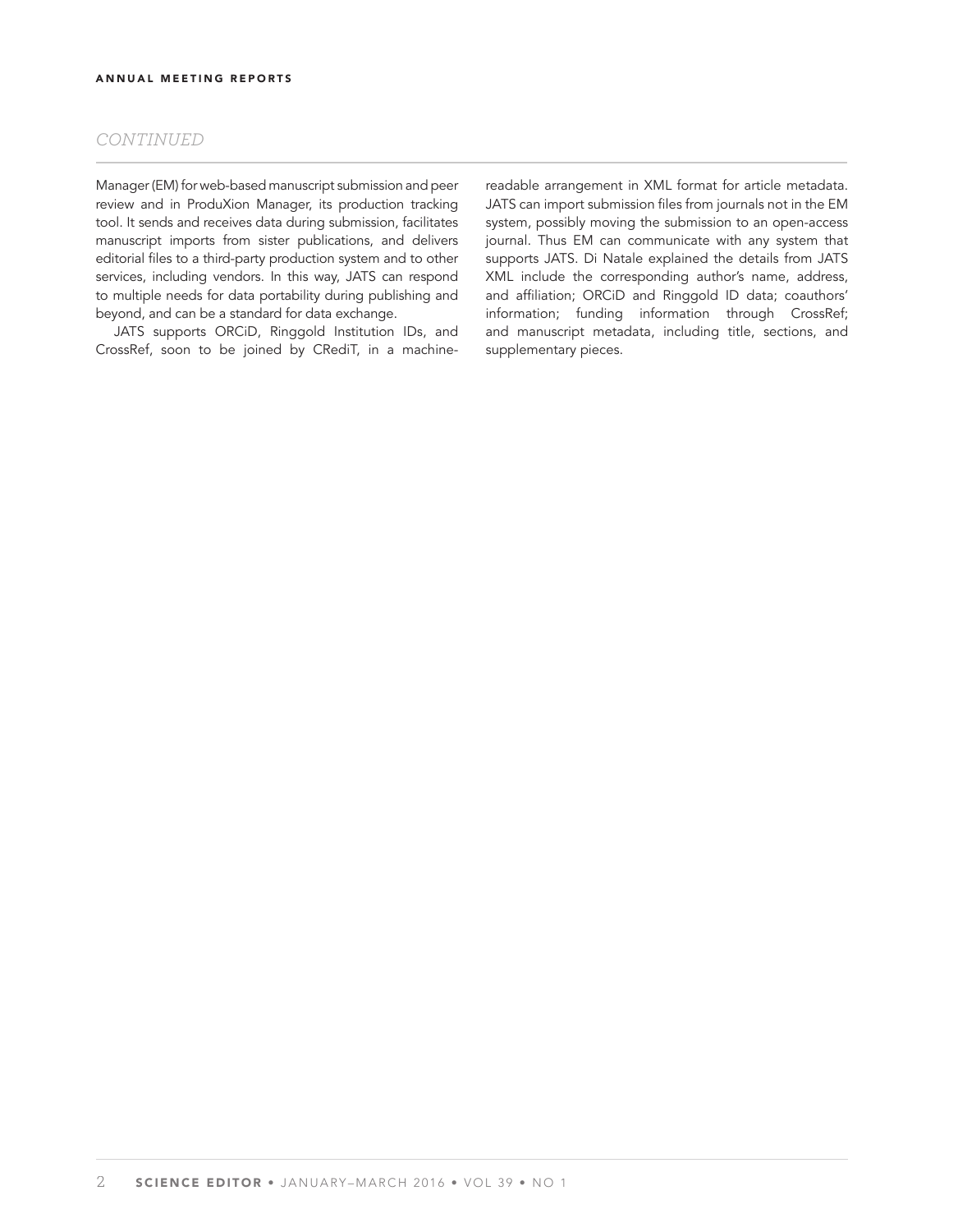*CONTINUED*

Manager (EM) for web-based manuscript submission and peer review and in ProduXion Manager, its production tracking tool. It sends and receives data during submission, facilitates manuscript imports from sister publications, and delivers editorial files to a third-party production system and to other services, including vendors. In this way, JATS can respond to multiple needs for data portability during publishing and beyond, and can be a standard for data exchange.

JATS supports ORCiD, Ringgold Institution IDs, and CrossRef, soon to be joined by CRediT, in a machine-readable arrangement in XML format for article metadata. JATS can import submission files from journals not in the EM system, possibly moving the submission to an open-access journal. Thus EM can communicate with any system that supports JATS. Di Natale explained the details from JATS XML include the corresponding author's name, address, and affiliation; ORCiD and Ringgold ID data; coauthors' information; funding information through CrossRef; and manuscript metadata, including title, sections, and supplementary pieces.